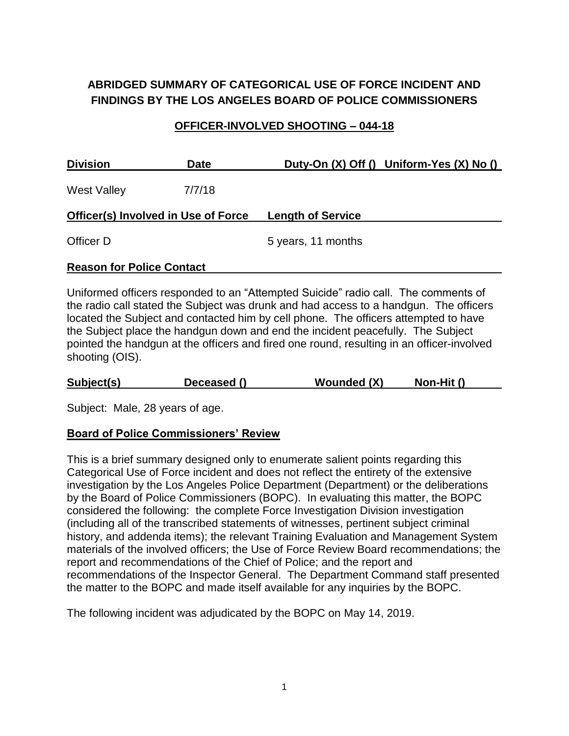# ABRIDGED SUMMARY OF CATEGORICAL USE OF FORCE INCIDENT AND FINDINGS BY THE LOS ANGELES BOARD OF POLICE COMMISSIONERS

## OFFICER-INVOLVED SHOOTING – 044-18

| Division | Date | Duty-On (X) Off () | Uniform-Yes (X) No () |
|---|---|---|---|
| West Valley | 7/7/18 | | |

| Officer(s) Involved in Use of Force | Length of Service |
|---|---|
| Officer D | 5 years, 11 months |

**Reason for Police Contact**

Uniformed officers responded to an "Attempted Suicide" radio call. The comments of the radio call stated the Subject was drunk and had access to a handgun. The officers located the Subject and contacted him by cell phone. The officers attempted to have the Subject place the handgun down and end the incident peacefully. The Subject pointed the handgun at the officers and fired one round, resulting in an officer-involved shooting (OIS).

| Subject(s) | Deceased () | Wounded (X) | Non-Hit () |
|---|---|---|---|

Subject: Male, 28 years of age.

**Board of Police Commissioners' Review**

This is a brief summary designed only to enumerate salient points regarding this Categorical Use of Force incident and does not reflect the entirety of the extensive investigation by the Los Angeles Police Department (Department) or the deliberations by the Board of Police Commissioners (BOPC). In evaluating this matter, the BOPC considered the following: the complete Force Investigation Division investigation (including all of the transcribed statements of witnesses, pertinent subject criminal history, and addenda items); the relevant Training Evaluation and Management System materials of the involved officers; the Use of Force Review Board recommendations; the report and recommendations of the Chief of Police; and the report and recommendations of the Inspector General. The Department Command staff presented the matter to the BOPC and made itself available for any inquiries by the BOPC.

The following incident was adjudicated by the BOPC on May 14, 2019.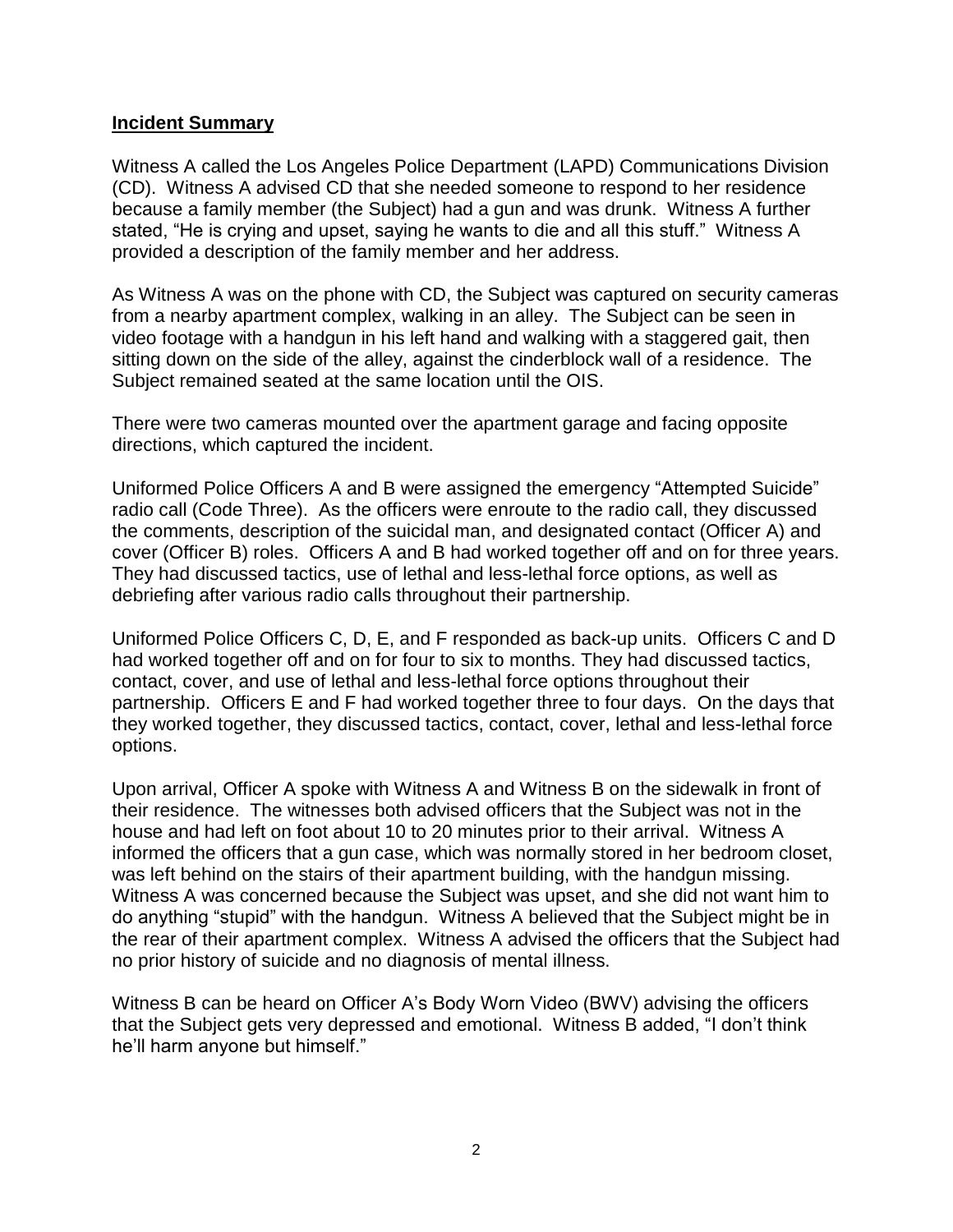**Incident Summary**

Witness A called the Los Angeles Police Department (LAPD) Communications Division (CD). Witness A advised CD that she needed someone to respond to her residence because a family member (the Subject) had a gun and was drunk. Witness A further stated, "He is crying and upset, saying he wants to die and all this stuff." Witness A provided a description of the family member and her address.

As Witness A was on the phone with CD, the Subject was captured on security cameras from a nearby apartment complex, walking in an alley. The Subject can be seen in video footage with a handgun in his left hand and walking with a staggered gait, then sitting down on the side of the alley, against the cinderblock wall of a residence. The Subject remained seated at the same location until the OIS.

There were two cameras mounted over the apartment garage and facing opposite directions, which captured the incident.

Uniformed Police Officers A and B were assigned the emergency "Attempted Suicide" radio call (Code Three). As the officers were enroute to the radio call, they discussed the comments, description of the suicidal man, and designated contact (Officer A) and cover (Officer B) roles. Officers A and B had worked together off and on for three years. They had discussed tactics, use of lethal and less-lethal force options, as well as debriefing after various radio calls throughout their partnership.

Uniformed Police Officers C, D, E, and F responded as back-up units. Officers C and D had worked together off and on for four to six to months. They had discussed tactics, contact, cover, and use of lethal and less-lethal force options throughout their partnership. Officers E and F had worked together three to four days. On the days that they worked together, they discussed tactics, contact, cover, lethal and less-lethal force options.

Upon arrival, Officer A spoke with Witness A and Witness B on the sidewalk in front of their residence. The witnesses both advised officers that the Subject was not in the house and had left on foot about 10 to 20 minutes prior to their arrival. Witness A informed the officers that a gun case, which was normally stored in her bedroom closet, was left behind on the stairs of their apartment building, with the handgun missing. Witness A was concerned because the Subject was upset, and she did not want him to do anything "stupid" with the handgun. Witness A believed that the Subject might be in the rear of their apartment complex. Witness A advised the officers that the Subject had no prior history of suicide and no diagnosis of mental illness.

Witness B can be heard on Officer A's Body Worn Video (BWV) advising the officers that the Subject gets very depressed and emotional. Witness B added, "I don't think he'll harm anyone but himself."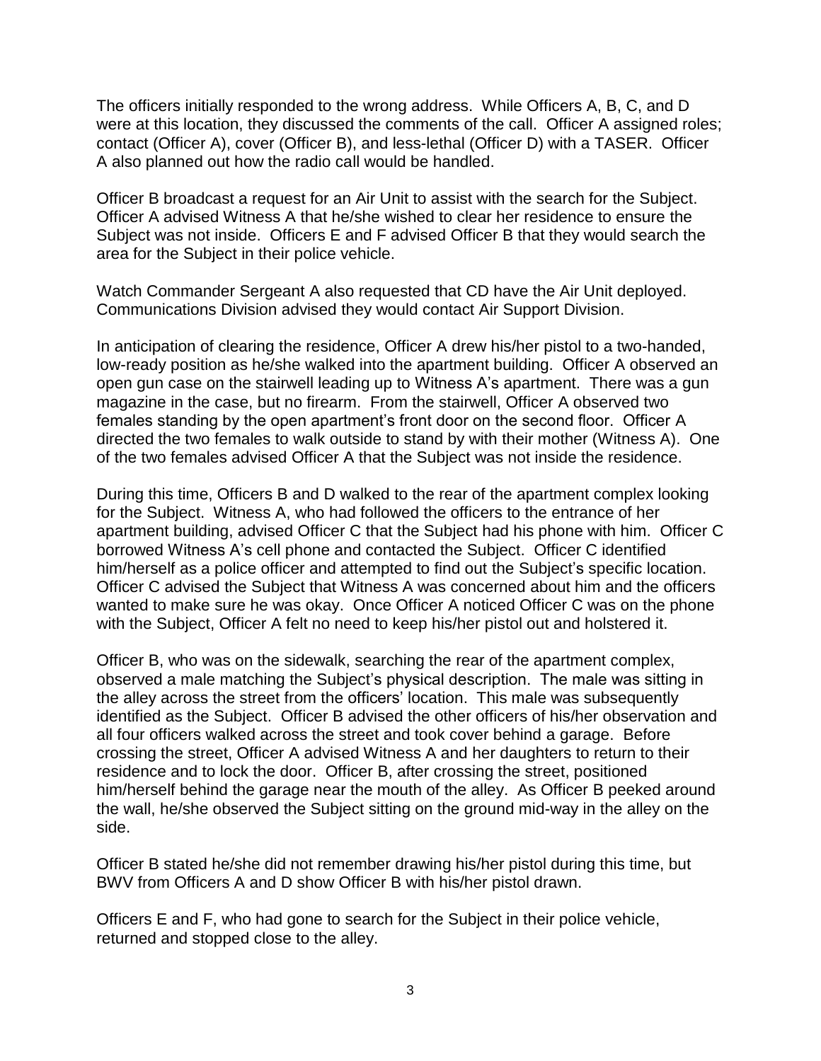The officers initially responded to the wrong address. While Officers A, B, C, and D were at this location, they discussed the comments of the call. Officer A assigned roles; contact (Officer A), cover (Officer B), and less-lethal (Officer D) with a TASER. Officer A also planned out how the radio call would be handled.

Officer B broadcast a request for an Air Unit to assist with the search for the Subject. Officer A advised Witness A that he/she wished to clear her residence to ensure the Subject was not inside. Officers E and F advised Officer B that they would search the area for the Subject in their police vehicle.

Watch Commander Sergeant A also requested that CD have the Air Unit deployed. Communications Division advised they would contact Air Support Division.

In anticipation of clearing the residence, Officer A drew his/her pistol to a two-handed, low-ready position as he/she walked into the apartment building. Officer A observed an open gun case on the stairwell leading up to Witness A's apartment. There was a gun magazine in the case, but no firearm. From the stairwell, Officer A observed two females standing by the open apartment's front door on the second floor. Officer A directed the two females to walk outside to stand by with their mother (Witness A). One of the two females advised Officer A that the Subject was not inside the residence.

During this time, Officers B and D walked to the rear of the apartment complex looking for the Subject. Witness A, who had followed the officers to the entrance of her apartment building, advised Officer C that the Subject had his phone with him. Officer C borrowed Witness A's cell phone and contacted the Subject. Officer C identified him/herself as a police officer and attempted to find out the Subject's specific location. Officer C advised the Subject that Witness A was concerned about him and the officers wanted to make sure he was okay. Once Officer A noticed Officer C was on the phone with the Subject, Officer A felt no need to keep his/her pistol out and holstered it.

Officer B, who was on the sidewalk, searching the rear of the apartment complex, observed a male matching the Subject's physical description. The male was sitting in the alley across the street from the officers' location. This male was subsequently identified as the Subject. Officer B advised the other officers of his/her observation and all four officers walked across the street and took cover behind a garage. Before crossing the street, Officer A advised Witness A and her daughters to return to their residence and to lock the door. Officer B, after crossing the street, positioned him/herself behind the garage near the mouth of the alley. As Officer B peeked around the wall, he/she observed the Subject sitting on the ground mid-way in the alley on the side.

Officer B stated he/she did not remember drawing his/her pistol during this time, but BWV from Officers A and D show Officer B with his/her pistol drawn.

Officers E and F, who had gone to search for the Subject in their police vehicle, returned and stopped close to the alley.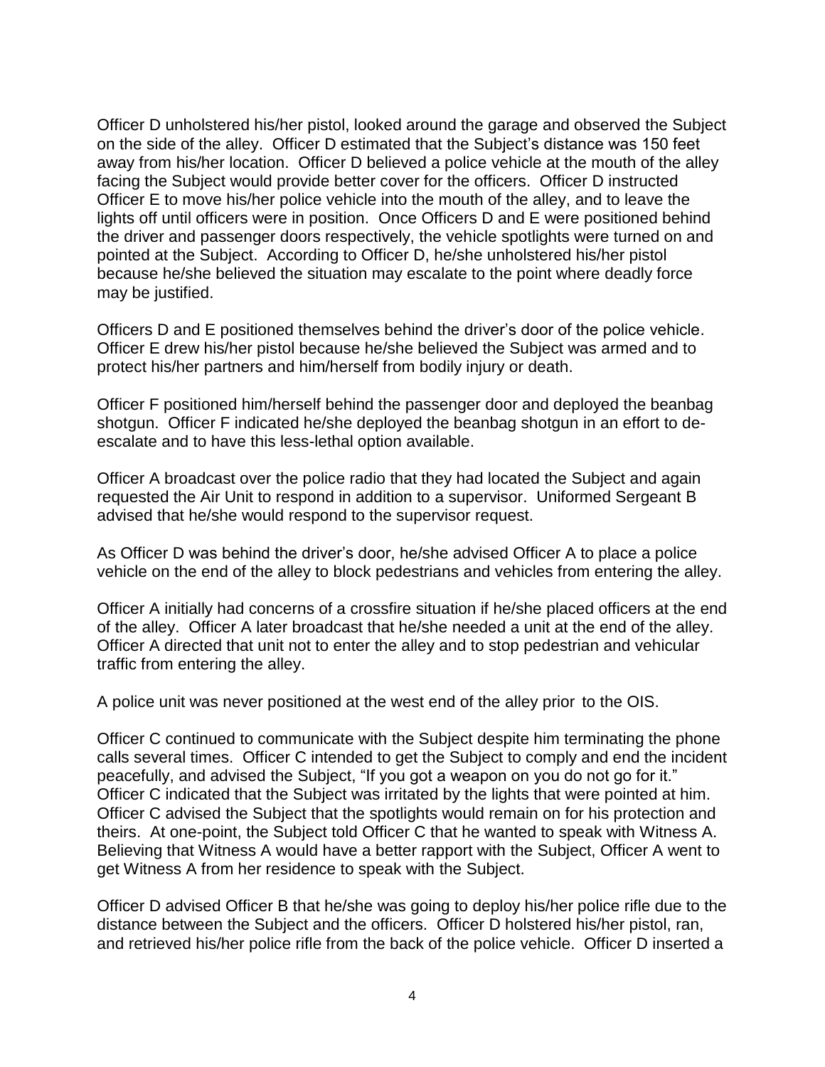Officer D unholstered his/her pistol, looked around the garage and observed the Subject on the side of the alley. Officer D estimated that the Subject's distance was 150 feet away from his/her location. Officer D believed a police vehicle at the mouth of the alley facing the Subject would provide better cover for the officers. Officer D instructed Officer E to move his/her police vehicle into the mouth of the alley, and to leave the lights off until officers were in position. Once Officers D and E were positioned behind the driver and passenger doors respectively, the vehicle spotlights were turned on and pointed at the Subject. According to Officer D, he/she unholstered his/her pistol because he/she believed the situation may escalate to the point where deadly force may be justified.

Officers D and E positioned themselves behind the driver's door of the police vehicle. Officer E drew his/her pistol because he/she believed the Subject was armed and to protect his/her partners and him/herself from bodily injury or death.

Officer F positioned him/herself behind the passenger door and deployed the beanbag shotgun. Officer F indicated he/she deployed the beanbag shotgun in an effort to de-escalate and to have this less-lethal option available.

Officer A broadcast over the police radio that they had located the Subject and again requested the Air Unit to respond in addition to a supervisor. Uniformed Sergeant B advised that he/she would respond to the supervisor request.

As Officer D was behind the driver's door, he/she advised Officer A to place a police vehicle on the end of the alley to block pedestrians and vehicles from entering the alley.

Officer A initially had concerns of a crossfire situation if he/she placed officers at the end of the alley. Officer A later broadcast that he/she needed a unit at the end of the alley. Officer A directed that unit not to enter the alley and to stop pedestrian and vehicular traffic from entering the alley.

A police unit was never positioned at the west end of the alley prior to the OIS.

Officer C continued to communicate with the Subject despite him terminating the phone calls several times. Officer C intended to get the Subject to comply and end the incident peacefully, and advised the Subject, "If you got a weapon on you do not go for it." Officer C indicated that the Subject was irritated by the lights that were pointed at him. Officer C advised the Subject that the spotlights would remain on for his protection and theirs. At one-point, the Subject told Officer C that he wanted to speak with Witness A. Believing that Witness A would have a better rapport with the Subject, Officer A went to get Witness A from her residence to speak with the Subject.

Officer D advised Officer B that he/she was going to deploy his/her police rifle due to the distance between the Subject and the officers. Officer D holstered his/her pistol, ran, and retrieved his/her police rifle from the back of the police vehicle. Officer D inserted a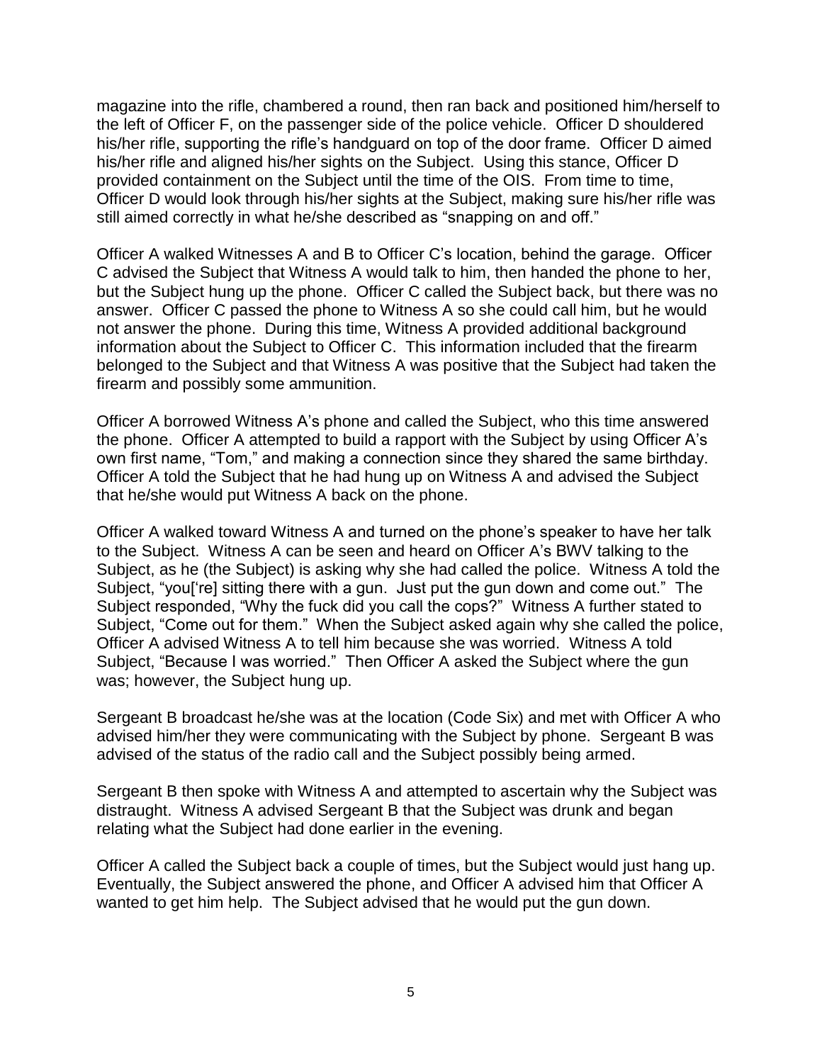magazine into the rifle, chambered a round, then ran back and positioned him/herself to the left of Officer F, on the passenger side of the police vehicle. Officer D shouldered his/her rifle, supporting the rifle's handguard on top of the door frame. Officer D aimed his/her rifle and aligned his/her sights on the Subject. Using this stance, Officer D provided containment on the Subject until the time of the OIS. From time to time, Officer D would look through his/her sights at the Subject, making sure his/her rifle was still aimed correctly in what he/she described as "snapping on and off."

Officer A walked Witnesses A and B to Officer C's location, behind the garage. Officer C advised the Subject that Witness A would talk to him, then handed the phone to her, but the Subject hung up the phone. Officer C called the Subject back, but there was no answer. Officer C passed the phone to Witness A so she could call him, but he would not answer the phone. During this time, Witness A provided additional background information about the Subject to Officer C. This information included that the firearm belonged to the Subject and that Witness A was positive that the Subject had taken the firearm and possibly some ammunition.

Officer A borrowed Witness A's phone and called the Subject, who this time answered the phone. Officer A attempted to build a rapport with the Subject by using Officer A's own first name, "Tom," and making a connection since they shared the same birthday. Officer A told the Subject that he had hung up on Witness A and advised the Subject that he/she would put Witness A back on the phone.

Officer A walked toward Witness A and turned on the phone's speaker to have her talk to the Subject. Witness A can be seen and heard on Officer A's BWV talking to the Subject, as he (the Subject) is asking why she had called the police. Witness A told the Subject, "you['re] sitting there with a gun. Just put the gun down and come out." The Subject responded, "Why the fuck did you call the cops?" Witness A further stated to Subject, "Come out for them." When the Subject asked again why she called the police, Officer A advised Witness A to tell him because she was worried. Witness A told Subject, "Because I was worried." Then Officer A asked the Subject where the gun was; however, the Subject hung up.

Sergeant B broadcast he/she was at the location (Code Six) and met with Officer A who advised him/her they were communicating with the Subject by phone. Sergeant B was advised of the status of the radio call and the Subject possibly being armed.

Sergeant B then spoke with Witness A and attempted to ascertain why the Subject was distraught. Witness A advised Sergeant B that the Subject was drunk and began relating what the Subject had done earlier in the evening.

Officer A called the Subject back a couple of times, but the Subject would just hang up. Eventually, the Subject answered the phone, and Officer A advised him that Officer A wanted to get him help. The Subject advised that he would put the gun down.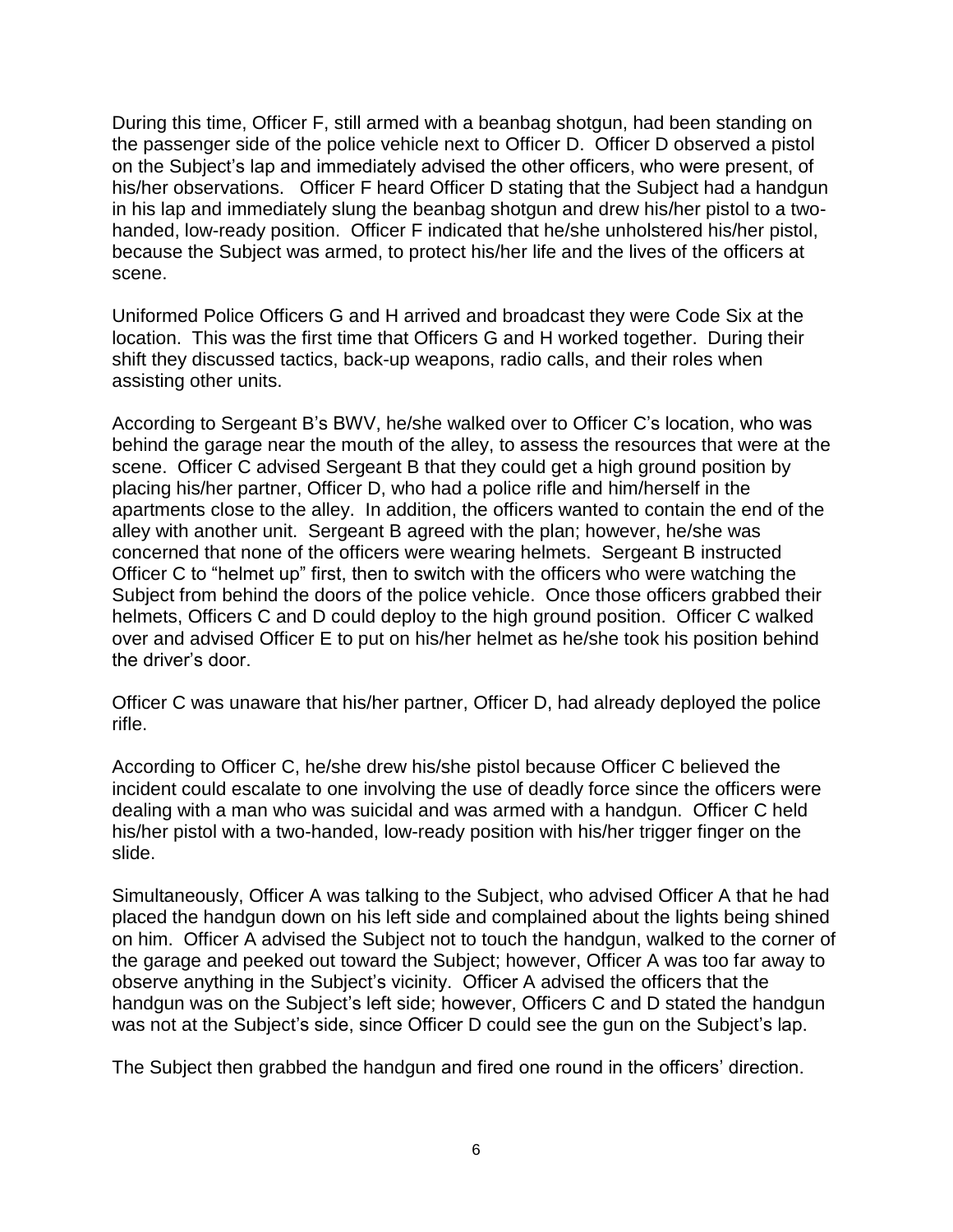During this time, Officer F, still armed with a beanbag shotgun, had been standing on the passenger side of the police vehicle next to Officer D. Officer D observed a pistol on the Subject's lap and immediately advised the other officers, who were present, of his/her observations. Officer F heard Officer D stating that the Subject had a handgun in his lap and immediately slung the beanbag shotgun and drew his/her pistol to a two-handed, low-ready position. Officer F indicated that he/she unholstered his/her pistol, because the Subject was armed, to protect his/her life and the lives of the officers at scene.

Uniformed Police Officers G and H arrived and broadcast they were Code Six at the location. This was the first time that Officers G and H worked together. During their shift they discussed tactics, back-up weapons, radio calls, and their roles when assisting other units.

According to Sergeant B's BWV, he/she walked over to Officer C's location, who was behind the garage near the mouth of the alley, to assess the resources that were at the scene. Officer C advised Sergeant B that they could get a high ground position by placing his/her partner, Officer D, who had a police rifle and him/herself in the apartments close to the alley. In addition, the officers wanted to contain the end of the alley with another unit. Sergeant B agreed with the plan; however, he/she was concerned that none of the officers were wearing helmets. Sergeant B instructed Officer C to "helmet up" first, then to switch with the officers who were watching the Subject from behind the doors of the police vehicle. Once those officers grabbed their helmets, Officers C and D could deploy to the high ground position. Officer C walked over and advised Officer E to put on his/her helmet as he/she took his position behind the driver's door.

Officer C was unaware that his/her partner, Officer D, had already deployed the police rifle.

According to Officer C, he/she drew his/she pistol because Officer C believed the incident could escalate to one involving the use of deadly force since the officers were dealing with a man who was suicidal and was armed with a handgun. Officer C held his/her pistol with a two-handed, low-ready position with his/her trigger finger on the slide.

Simultaneously, Officer A was talking to the Subject, who advised Officer A that he had placed the handgun down on his left side and complained about the lights being shined on him. Officer A advised the Subject not to touch the handgun, walked to the corner of the garage and peeked out toward the Subject; however, Officer A was too far away to observe anything in the Subject's vicinity. Officer A advised the officers that the handgun was on the Subject's left side; however, Officers C and D stated the handgun was not at the Subject's side, since Officer D could see the gun on the Subject's lap.

The Subject then grabbed the handgun and fired one round in the officers' direction.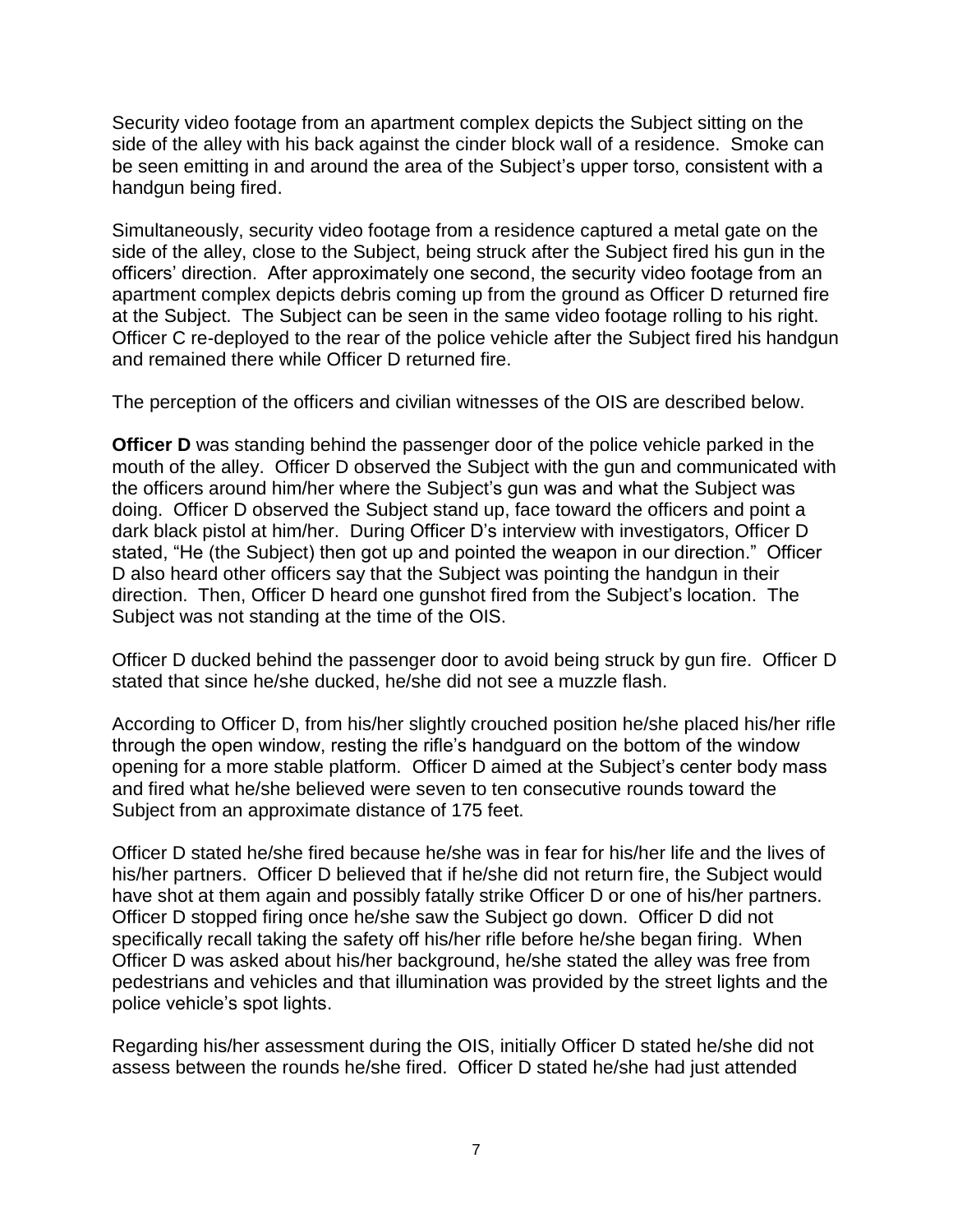Security video footage from an apartment complex depicts the Subject sitting on the side of the alley with his back against the cinder block wall of a residence. Smoke can be seen emitting in and around the area of the Subject's upper torso, consistent with a handgun being fired.

Simultaneously, security video footage from a residence captured a metal gate on the side of the alley, close to the Subject, being struck after the Subject fired his gun in the officers' direction. After approximately one second, the security video footage from an apartment complex depicts debris coming up from the ground as Officer D returned fire at the Subject. The Subject can be seen in the same video footage rolling to his right. Officer C re-deployed to the rear of the police vehicle after the Subject fired his handgun and remained there while Officer D returned fire.

The perception of the officers and civilian witnesses of the OIS are described below.

**Officer D** was standing behind the passenger door of the police vehicle parked in the mouth of the alley. Officer D observed the Subject with the gun and communicated with the officers around him/her where the Subject's gun was and what the Subject was doing. Officer D observed the Subject stand up, face toward the officers and point a dark black pistol at him/her. During Officer D's interview with investigators, Officer D stated, "He (the Subject) then got up and pointed the weapon in our direction." Officer D also heard other officers say that the Subject was pointing the handgun in their direction. Then, Officer D heard one gunshot fired from the Subject's location. The Subject was not standing at the time of the OIS.

Officer D ducked behind the passenger door to avoid being struck by gun fire. Officer D stated that since he/she ducked, he/she did not see a muzzle flash.

According to Officer D, from his/her slightly crouched position he/she placed his/her rifle through the open window, resting the rifle's handguard on the bottom of the window opening for a more stable platform. Officer D aimed at the Subject's center body mass and fired what he/she believed were seven to ten consecutive rounds toward the Subject from an approximate distance of 175 feet.

Officer D stated he/she fired because he/she was in fear for his/her life and the lives of his/her partners. Officer D believed that if he/she did not return fire, the Subject would have shot at them again and possibly fatally strike Officer D or one of his/her partners. Officer D stopped firing once he/she saw the Subject go down. Officer D did not specifically recall taking the safety off his/her rifle before he/she began firing. When Officer D was asked about his/her background, he/she stated the alley was free from pedestrians and vehicles and that illumination was provided by the street lights and the police vehicle's spot lights.

Regarding his/her assessment during the OIS, initially Officer D stated he/she did not assess between the rounds he/she fired. Officer D stated he/she had just attended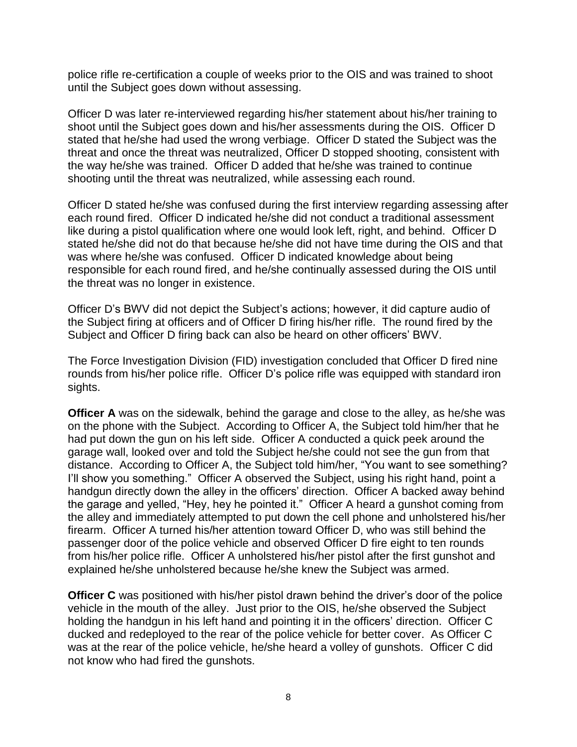police rifle re-certification a couple of weeks prior to the OIS and was trained to shoot until the Subject goes down without assessing.

Officer D was later re-interviewed regarding his/her statement about his/her training to shoot until the Subject goes down and his/her assessments during the OIS. Officer D stated that he/she had used the wrong verbiage. Officer D stated the Subject was the threat and once the threat was neutralized, Officer D stopped shooting, consistent with the way he/she was trained. Officer D added that he/she was trained to continue shooting until the threat was neutralized, while assessing each round.

Officer D stated he/she was confused during the first interview regarding assessing after each round fired. Officer D indicated he/she did not conduct a traditional assessment like during a pistol qualification where one would look left, right, and behind. Officer D stated he/she did not do that because he/she did not have time during the OIS and that was where he/she was confused. Officer D indicated knowledge about being responsible for each round fired, and he/she continually assessed during the OIS until the threat was no longer in existence.

Officer D's BWV did not depict the Subject's actions; however, it did capture audio of the Subject firing at officers and of Officer D firing his/her rifle. The round fired by the Subject and Officer D firing back can also be heard on other officers' BWV.

The Force Investigation Division (FID) investigation concluded that Officer D fired nine rounds from his/her police rifle. Officer D's police rifle was equipped with standard iron sights.

**Officer A** was on the sidewalk, behind the garage and close to the alley, as he/she was on the phone with the Subject. According to Officer A, the Subject told him/her that he had put down the gun on his left side. Officer A conducted a quick peek around the garage wall, looked over and told the Subject he/she could not see the gun from that distance. According to Officer A, the Subject told him/her, "You want to see something? I'll show you something." Officer A observed the Subject, using his right hand, point a handgun directly down the alley in the officers' direction. Officer A backed away behind the garage and yelled, "Hey, hey he pointed it." Officer A heard a gunshot coming from the alley and immediately attempted to put down the cell phone and unholstered his/her firearm. Officer A turned his/her attention toward Officer D, who was still behind the passenger door of the police vehicle and observed Officer D fire eight to ten rounds from his/her police rifle. Officer A unholstered his/her pistol after the first gunshot and explained he/she unholstered because he/she knew the Subject was armed.

**Officer C** was positioned with his/her pistol drawn behind the driver's door of the police vehicle in the mouth of the alley. Just prior to the OIS, he/she observed the Subject holding the handgun in his left hand and pointing it in the officers' direction. Officer C ducked and redeployed to the rear of the police vehicle for better cover. As Officer C was at the rear of the police vehicle, he/she heard a volley of gunshots. Officer C did not know who had fired the gunshots.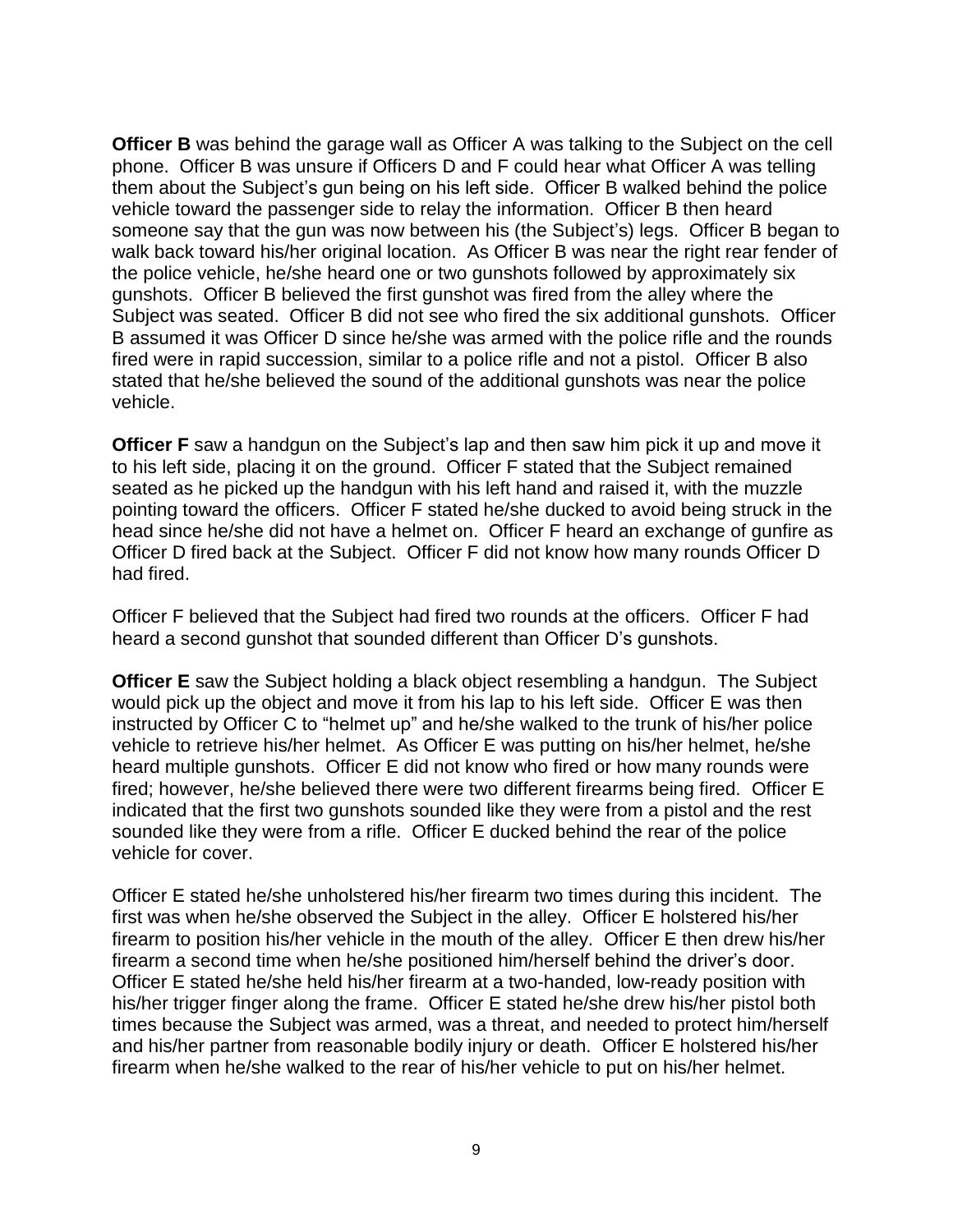**Officer B** was behind the garage wall as Officer A was talking to the Subject on the cell phone. Officer B was unsure if Officers D and F could hear what Officer A was telling them about the Subject's gun being on his left side. Officer B walked behind the police vehicle toward the passenger side to relay the information. Officer B then heard someone say that the gun was now between his (the Subject's) legs. Officer B began to walk back toward his/her original location. As Officer B was near the right rear fender of the police vehicle, he/she heard one or two gunshots followed by approximately six gunshots. Officer B believed the first gunshot was fired from the alley where the Subject was seated. Officer B did not see who fired the six additional gunshots. Officer B assumed it was Officer D since he/she was armed with the police rifle and the rounds fired were in rapid succession, similar to a police rifle and not a pistol. Officer B also stated that he/she believed the sound of the additional gunshots was near the police vehicle.

**Officer F** saw a handgun on the Subject's lap and then saw him pick it up and move it to his left side, placing it on the ground. Officer F stated that the Subject remained seated as he picked up the handgun with his left hand and raised it, with the muzzle pointing toward the officers. Officer F stated he/she ducked to avoid being struck in the head since he/she did not have a helmet on. Officer F heard an exchange of gunfire as Officer D fired back at the Subject. Officer F did not know how many rounds Officer D had fired.

Officer F believed that the Subject had fired two rounds at the officers. Officer F had heard a second gunshot that sounded different than Officer D's gunshots.

**Officer E** saw the Subject holding a black object resembling a handgun. The Subject would pick up the object and move it from his lap to his left side. Officer E was then instructed by Officer C to "helmet up" and he/she walked to the trunk of his/her police vehicle to retrieve his/her helmet. As Officer E was putting on his/her helmet, he/she heard multiple gunshots. Officer E did not know who fired or how many rounds were fired; however, he/she believed there were two different firearms being fired. Officer E indicated that the first two gunshots sounded like they were from a pistol and the rest sounded like they were from a rifle. Officer E ducked behind the rear of the police vehicle for cover.

Officer E stated he/she unholstered his/her firearm two times during this incident. The first was when he/she observed the Subject in the alley. Officer E holstered his/her firearm to position his/her vehicle in the mouth of the alley. Officer E then drew his/her firearm a second time when he/she positioned him/herself behind the driver's door. Officer E stated he/she held his/her firearm at a two-handed, low-ready position with his/her trigger finger along the frame. Officer E stated he/she drew his/her pistol both times because the Subject was armed, was a threat, and needed to protect him/herself and his/her partner from reasonable bodily injury or death. Officer E holstered his/her firearm when he/she walked to the rear of his/her vehicle to put on his/her helmet.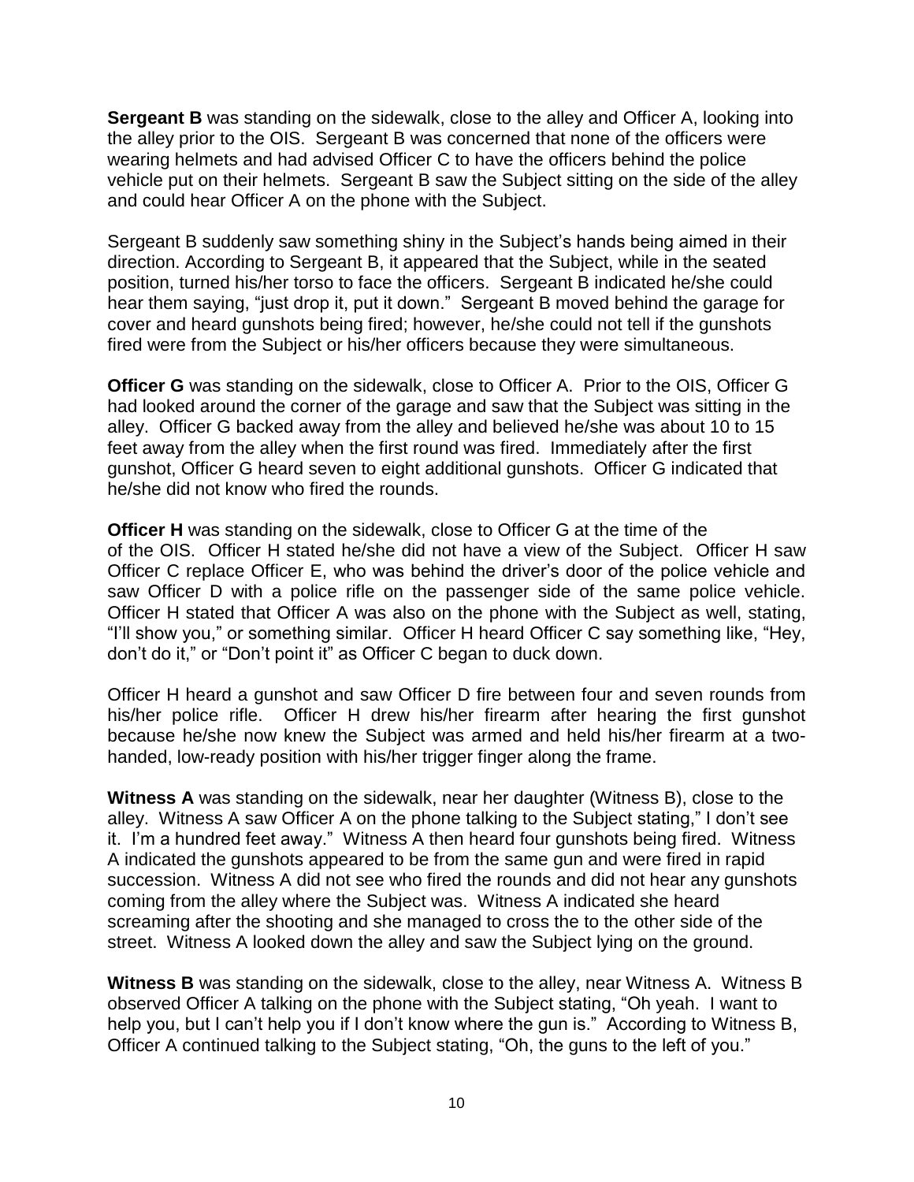**Sergeant B** was standing on the sidewalk, close to the alley and Officer A, looking into the alley prior to the OIS. Sergeant B was concerned that none of the officers were wearing helmets and had advised Officer C to have the officers behind the police vehicle put on their helmets. Sergeant B saw the Subject sitting on the side of the alley and could hear Officer A on the phone with the Subject.

Sergeant B suddenly saw something shiny in the Subject's hands being aimed in their direction. According to Sergeant B, it appeared that the Subject, while in the seated position, turned his/her torso to face the officers. Sergeant B indicated he/she could hear them saying, "just drop it, put it down." Sergeant B moved behind the garage for cover and heard gunshots being fired; however, he/she could not tell if the gunshots fired were from the Subject or his/her officers because they were simultaneous.

**Officer G** was standing on the sidewalk, close to Officer A. Prior to the OIS, Officer G had looked around the corner of the garage and saw that the Subject was sitting in the alley. Officer G backed away from the alley and believed he/she was about 10 to 15 feet away from the alley when the first round was fired. Immediately after the first gunshot, Officer G heard seven to eight additional gunshots. Officer G indicated that he/she did not know who fired the rounds.

**Officer H** was standing on the sidewalk, close to Officer G at the time of the of the OIS. Officer H stated he/she did not have a view of the Subject. Officer H saw Officer C replace Officer E, who was behind the driver's door of the police vehicle and saw Officer D with a police rifle on the passenger side of the same police vehicle. Officer H stated that Officer A was also on the phone with the Subject as well, stating, "I'll show you," or something similar. Officer H heard Officer C say something like, "Hey, don't do it," or "Don't point it" as Officer C began to duck down.

Officer H heard a gunshot and saw Officer D fire between four and seven rounds from his/her police rifle. Officer H drew his/her firearm after hearing the first gunshot because he/she now knew the Subject was armed and held his/her firearm at a two-handed, low-ready position with his/her trigger finger along the frame.

**Witness A** was standing on the sidewalk, near her daughter (Witness B), close to the alley. Witness A saw Officer A on the phone talking to the Subject stating," I don't see it. I'm a hundred feet away." Witness A then heard four gunshots being fired. Witness A indicated the gunshots appeared to be from the same gun and were fired in rapid succession. Witness A did not see who fired the rounds and did not hear any gunshots coming from the alley where the Subject was. Witness A indicated she heard screaming after the shooting and she managed to cross the to the other side of the street. Witness A looked down the alley and saw the Subject lying on the ground.

**Witness B** was standing on the sidewalk, close to the alley, near Witness A. Witness B observed Officer A talking on the phone with the Subject stating, "Oh yeah. I want to help you, but I can't help you if I don't know where the gun is." According to Witness B, Officer A continued talking to the Subject stating, "Oh, the guns to the left of you."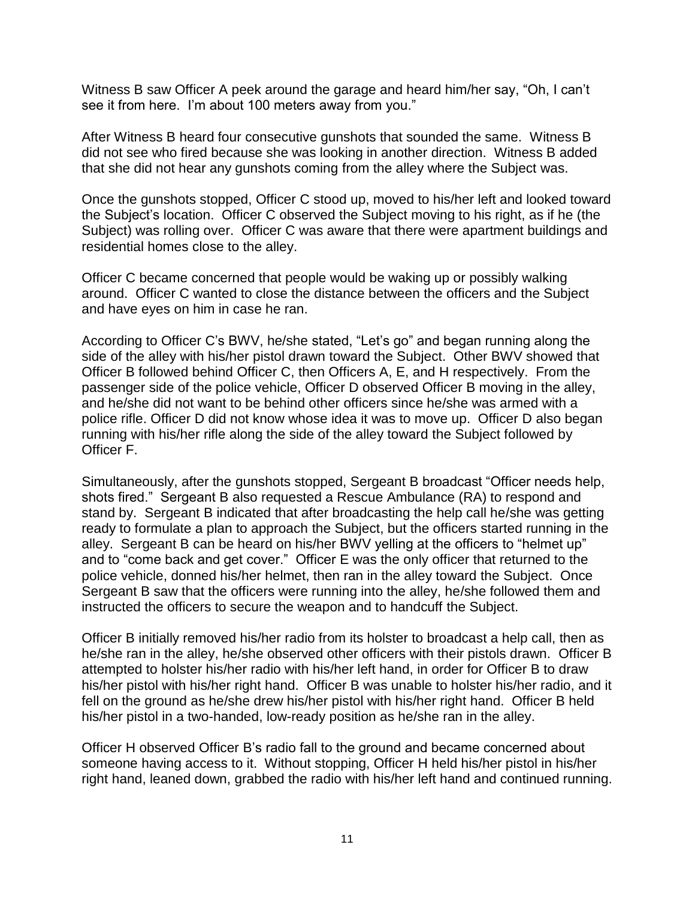Witness B saw Officer A peek around the garage and heard him/her say, "Oh, I can't see it from here. I'm about 100 meters away from you."

After Witness B heard four consecutive gunshots that sounded the same. Witness B did not see who fired because she was looking in another direction. Witness B added that she did not hear any gunshots coming from the alley where the Subject was.

Once the gunshots stopped, Officer C stood up, moved to his/her left and looked toward the Subject's location. Officer C observed the Subject moving to his right, as if he (the Subject) was rolling over. Officer C was aware that there were apartment buildings and residential homes close to the alley.

Officer C became concerned that people would be waking up or possibly walking around. Officer C wanted to close the distance between the officers and the Subject and have eyes on him in case he ran.

According to Officer C's BWV, he/she stated, "Let's go" and began running along the side of the alley with his/her pistol drawn toward the Subject. Other BWV showed that Officer B followed behind Officer C, then Officers A, E, and H respectively. From the passenger side of the police vehicle, Officer D observed Officer B moving in the alley, and he/she did not want to be behind other officers since he/she was armed with a police rifle. Officer D did not know whose idea it was to move up. Officer D also began running with his/her rifle along the side of the alley toward the Subject followed by Officer F.

Simultaneously, after the gunshots stopped, Sergeant B broadcast "Officer needs help, shots fired." Sergeant B also requested a Rescue Ambulance (RA) to respond and stand by. Sergeant B indicated that after broadcasting the help call he/she was getting ready to formulate a plan to approach the Subject, but the officers started running in the alley. Sergeant B can be heard on his/her BWV yelling at the officers to "helmet up" and to "come back and get cover." Officer E was the only officer that returned to the police vehicle, donned his/her helmet, then ran in the alley toward the Subject. Once Sergeant B saw that the officers were running into the alley, he/she followed them and instructed the officers to secure the weapon and to handcuff the Subject.

Officer B initially removed his/her radio from its holster to broadcast a help call, then as he/she ran in the alley, he/she observed other officers with their pistols drawn. Officer B attempted to holster his/her radio with his/her left hand, in order for Officer B to draw his/her pistol with his/her right hand. Officer B was unable to holster his/her radio, and it fell on the ground as he/she drew his/her pistol with his/her right hand. Officer B held his/her pistol in a two-handed, low-ready position as he/she ran in the alley.

Officer H observed Officer B's radio fall to the ground and became concerned about someone having access to it. Without stopping, Officer H held his/her pistol in his/her right hand, leaned down, grabbed the radio with his/her left hand and continued running.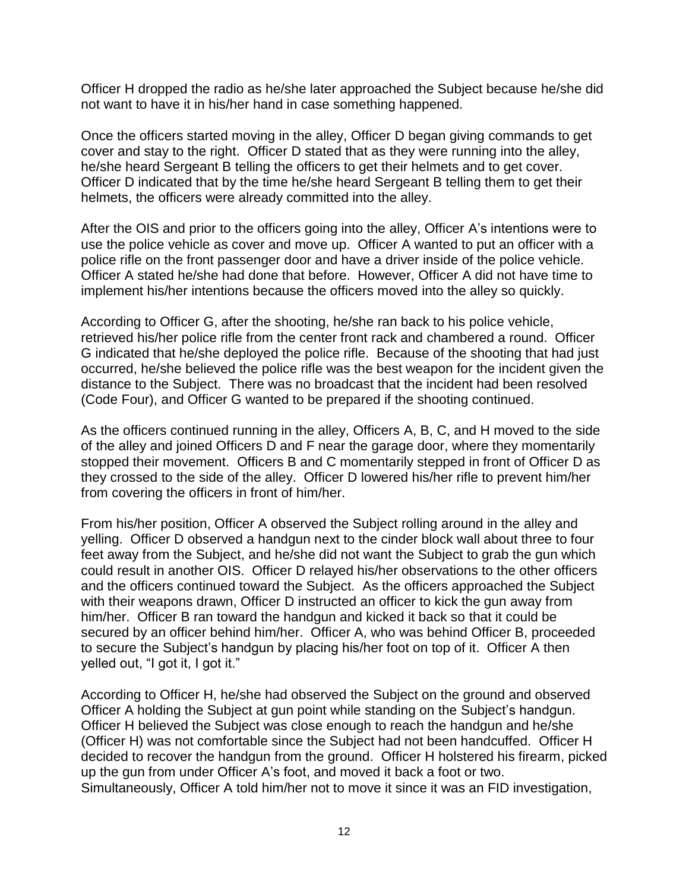Officer H dropped the radio as he/she later approached the Subject because he/she did not want to have it in his/her hand in case something happened.

Once the officers started moving in the alley, Officer D began giving commands to get cover and stay to the right. Officer D stated that as they were running into the alley, he/she heard Sergeant B telling the officers to get their helmets and to get cover. Officer D indicated that by the time he/she heard Sergeant B telling them to get their helmets, the officers were already committed into the alley.

After the OIS and prior to the officers going into the alley, Officer A's intentions were to use the police vehicle as cover and move up. Officer A wanted to put an officer with a police rifle on the front passenger door and have a driver inside of the police vehicle. Officer A stated he/she had done that before. However, Officer A did not have time to implement his/her intentions because the officers moved into the alley so quickly.

According to Officer G, after the shooting, he/she ran back to his police vehicle, retrieved his/her police rifle from the center front rack and chambered a round. Officer G indicated that he/she deployed the police rifle. Because of the shooting that had just occurred, he/she believed the police rifle was the best weapon for the incident given the distance to the Subject. There was no broadcast that the incident had been resolved (Code Four), and Officer G wanted to be prepared if the shooting continued.

As the officers continued running in the alley, Officers A, B, C, and H moved to the side of the alley and joined Officers D and F near the garage door, where they momentarily stopped their movement. Officers B and C momentarily stepped in front of Officer D as they crossed to the side of the alley. Officer D lowered his/her rifle to prevent him/her from covering the officers in front of him/her.

From his/her position, Officer A observed the Subject rolling around in the alley and yelling. Officer D observed a handgun next to the cinder block wall about three to four feet away from the Subject, and he/she did not want the Subject to grab the gun which could result in another OIS. Officer D relayed his/her observations to the other officers and the officers continued toward the Subject. As the officers approached the Subject with their weapons drawn, Officer D instructed an officer to kick the gun away from him/her. Officer B ran toward the handgun and kicked it back so that it could be secured by an officer behind him/her. Officer A, who was behind Officer B, proceeded to secure the Subject's handgun by placing his/her foot on top of it. Officer A then yelled out, "I got it, I got it."

According to Officer H, he/she had observed the Subject on the ground and observed Officer A holding the Subject at gun point while standing on the Subject's handgun. Officer H believed the Subject was close enough to reach the handgun and he/she (Officer H) was not comfortable since the Subject had not been handcuffed. Officer H decided to recover the handgun from the ground. Officer H holstered his firearm, picked up the gun from under Officer A's foot, and moved it back a foot or two. Simultaneously, Officer A told him/her not to move it since it was an FID investigation,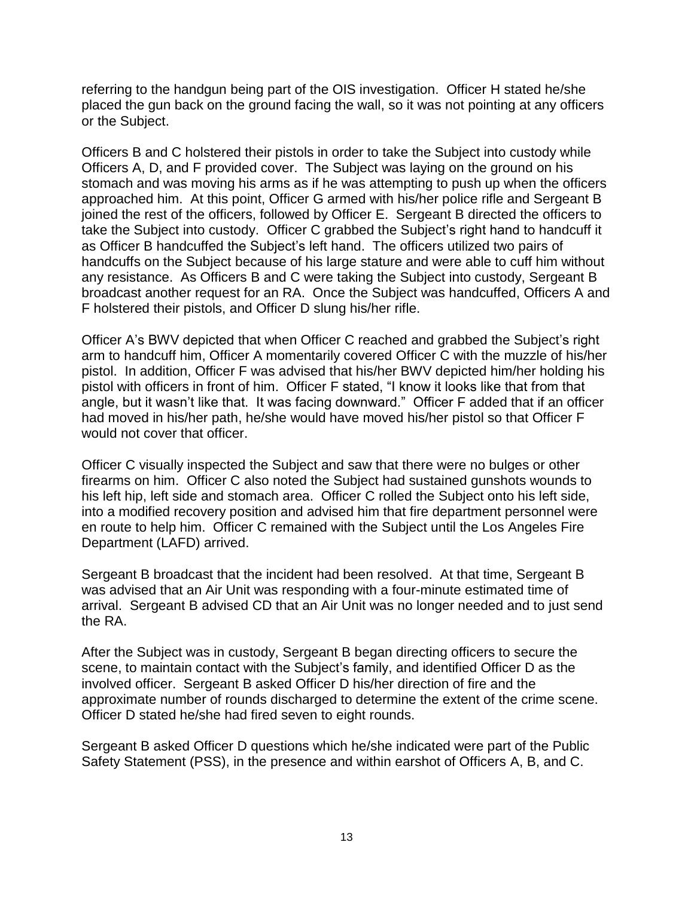referring to the handgun being part of the OIS investigation. Officer H stated he/she placed the gun back on the ground facing the wall, so it was not pointing at any officers or the Subject.

Officers B and C holstered their pistols in order to take the Subject into custody while Officers A, D, and F provided cover. The Subject was laying on the ground on his stomach and was moving his arms as if he was attempting to push up when the officers approached him. At this point, Officer G armed with his/her police rifle and Sergeant B joined the rest of the officers, followed by Officer E. Sergeant B directed the officers to take the Subject into custody. Officer C grabbed the Subject's right hand to handcuff it as Officer B handcuffed the Subject's left hand. The officers utilized two pairs of handcuffs on the Subject because of his large stature and were able to cuff him without any resistance. As Officers B and C were taking the Subject into custody, Sergeant B broadcast another request for an RA. Once the Subject was handcuffed, Officers A and F holstered their pistols, and Officer D slung his/her rifle.

Officer A's BWV depicted that when Officer C reached and grabbed the Subject's right arm to handcuff him, Officer A momentarily covered Officer C with the muzzle of his/her pistol. In addition, Officer F was advised that his/her BWV depicted him/her holding his pistol with officers in front of him. Officer F stated, "I know it looks like that from that angle, but it wasn't like that. It was facing downward." Officer F added that if an officer had moved in his/her path, he/she would have moved his/her pistol so that Officer F would not cover that officer.

Officer C visually inspected the Subject and saw that there were no bulges or other firearms on him. Officer C also noted the Subject had sustained gunshots wounds to his left hip, left side and stomach area. Officer C rolled the Subject onto his left side, into a modified recovery position and advised him that fire department personnel were en route to help him. Officer C remained with the Subject until the Los Angeles Fire Department (LAFD) arrived.

Sergeant B broadcast that the incident had been resolved. At that time, Sergeant B was advised that an Air Unit was responding with a four-minute estimated time of arrival. Sergeant B advised CD that an Air Unit was no longer needed and to just send the RA.

After the Subject was in custody, Sergeant B began directing officers to secure the scene, to maintain contact with the Subject's family, and identified Officer D as the involved officer. Sergeant B asked Officer D his/her direction of fire and the approximate number of rounds discharged to determine the extent of the crime scene. Officer D stated he/she had fired seven to eight rounds.

Sergeant B asked Officer D questions which he/she indicated were part of the Public Safety Statement (PSS), in the presence and within earshot of Officers A, B, and C.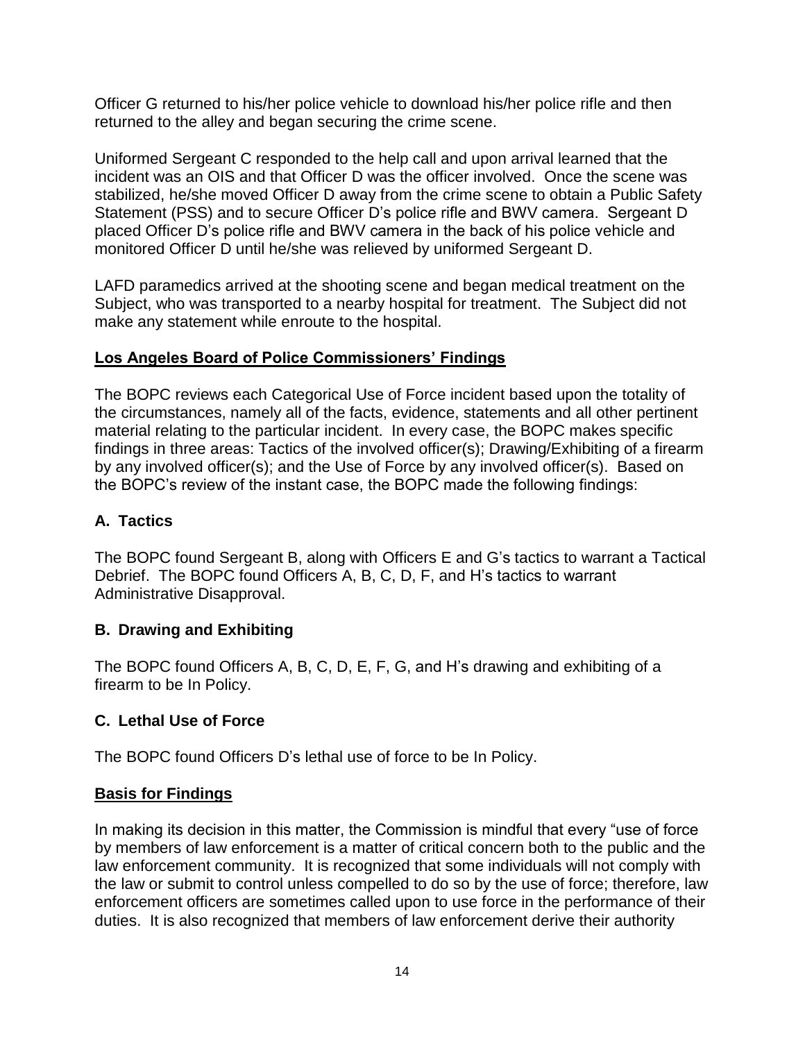Officer G returned to his/her police vehicle to download his/her police rifle and then returned to the alley and began securing the crime scene.

Uniformed Sergeant C responded to the help call and upon arrival learned that the incident was an OIS and that Officer D was the officer involved. Once the scene was stabilized, he/she moved Officer D away from the crime scene to obtain a Public Safety Statement (PSS) and to secure Officer D's police rifle and BWV camera. Sergeant D placed Officer D's police rifle and BWV camera in the back of his police vehicle and monitored Officer D until he/she was relieved by uniformed Sergeant D.

LAFD paramedics arrived at the shooting scene and began medical treatment on the Subject, who was transported to a nearby hospital for treatment. The Subject did not make any statement while enroute to the hospital.

## Los Angeles Board of Police Commissioners' Findings

The BOPC reviews each Categorical Use of Force incident based upon the totality of the circumstances, namely all of the facts, evidence, statements and all other pertinent material relating to the particular incident. In every case, the BOPC makes specific findings in three areas: Tactics of the involved officer(s); Drawing/Exhibiting of a firearm by any involved officer(s); and the Use of Force by any involved officer(s). Based on the BOPC's review of the instant case, the BOPC made the following findings:

### A. Tactics

The BOPC found Sergeant B, along with Officers E and G's tactics to warrant a Tactical Debrief. The BOPC found Officers A, B, C, D, F, and H's tactics to warrant Administrative Disapproval.

### B. Drawing and Exhibiting

The BOPC found Officers A, B, C, D, E, F, G, and H's drawing and exhibiting of a firearm to be In Policy.

### C. Lethal Use of Force

The BOPC found Officers D's lethal use of force to be In Policy.

## Basis for Findings

In making its decision in this matter, the Commission is mindful that every "use of force by members of law enforcement is a matter of critical concern both to the public and the law enforcement community. It is recognized that some individuals will not comply with the law or submit to control unless compelled to do so by the use of force; therefore, law enforcement officers are sometimes called upon to use force in the performance of their duties. It is also recognized that members of law enforcement derive their authority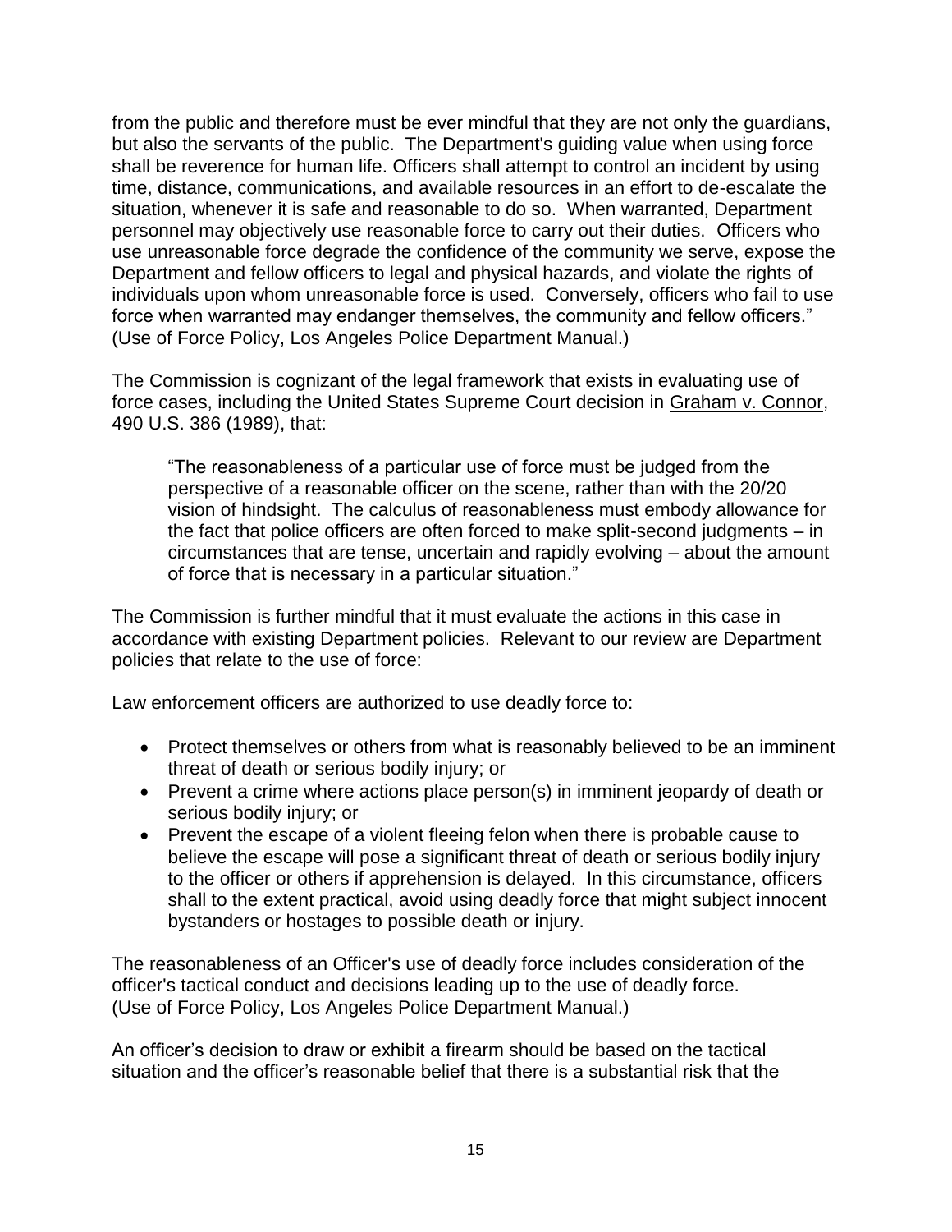from the public and therefore must be ever mindful that they are not only the guardians, but also the servants of the public. The Department's guiding value when using force shall be reverence for human life. Officers shall attempt to control an incident by using time, distance, communications, and available resources in an effort to de-escalate the situation, whenever it is safe and reasonable to do so. When warranted, Department personnel may objectively use reasonable force to carry out their duties. Officers who use unreasonable force degrade the confidence of the community we serve, expose the Department and fellow officers to legal and physical hazards, and violate the rights of individuals upon whom unreasonable force is used. Conversely, officers who fail to use force when warranted may endanger themselves, the community and fellow officers." (Use of Force Policy, Los Angeles Police Department Manual.)

The Commission is cognizant of the legal framework that exists in evaluating use of force cases, including the United States Supreme Court decision in Graham v. Connor, 490 U.S. 386 (1989), that:

> "The reasonableness of a particular use of force must be judged from the perspective of a reasonable officer on the scene, rather than with the 20/20 vision of hindsight. The calculus of reasonableness must embody allowance for the fact that police officers are often forced to make split-second judgments – in circumstances that are tense, uncertain and rapidly evolving – about the amount of force that is necessary in a particular situation."

The Commission is further mindful that it must evaluate the actions in this case in accordance with existing Department policies. Relevant to our review are Department policies that relate to the use of force:

Law enforcement officers are authorized to use deadly force to:

- Protect themselves or others from what is reasonably believed to be an imminent threat of death or serious bodily injury; or
- Prevent a crime where actions place person(s) in imminent jeopardy of death or serious bodily injury; or
- Prevent the escape of a violent fleeing felon when there is probable cause to believe the escape will pose a significant threat of death or serious bodily injury to the officer or others if apprehension is delayed. In this circumstance, officers shall to the extent practical, avoid using deadly force that might subject innocent bystanders or hostages to possible death or injury.

The reasonableness of an Officer's use of deadly force includes consideration of the officer's tactical conduct and decisions leading up to the use of deadly force. (Use of Force Policy, Los Angeles Police Department Manual.)

An officer's decision to draw or exhibit a firearm should be based on the tactical situation and the officer's reasonable belief that there is a substantial risk that the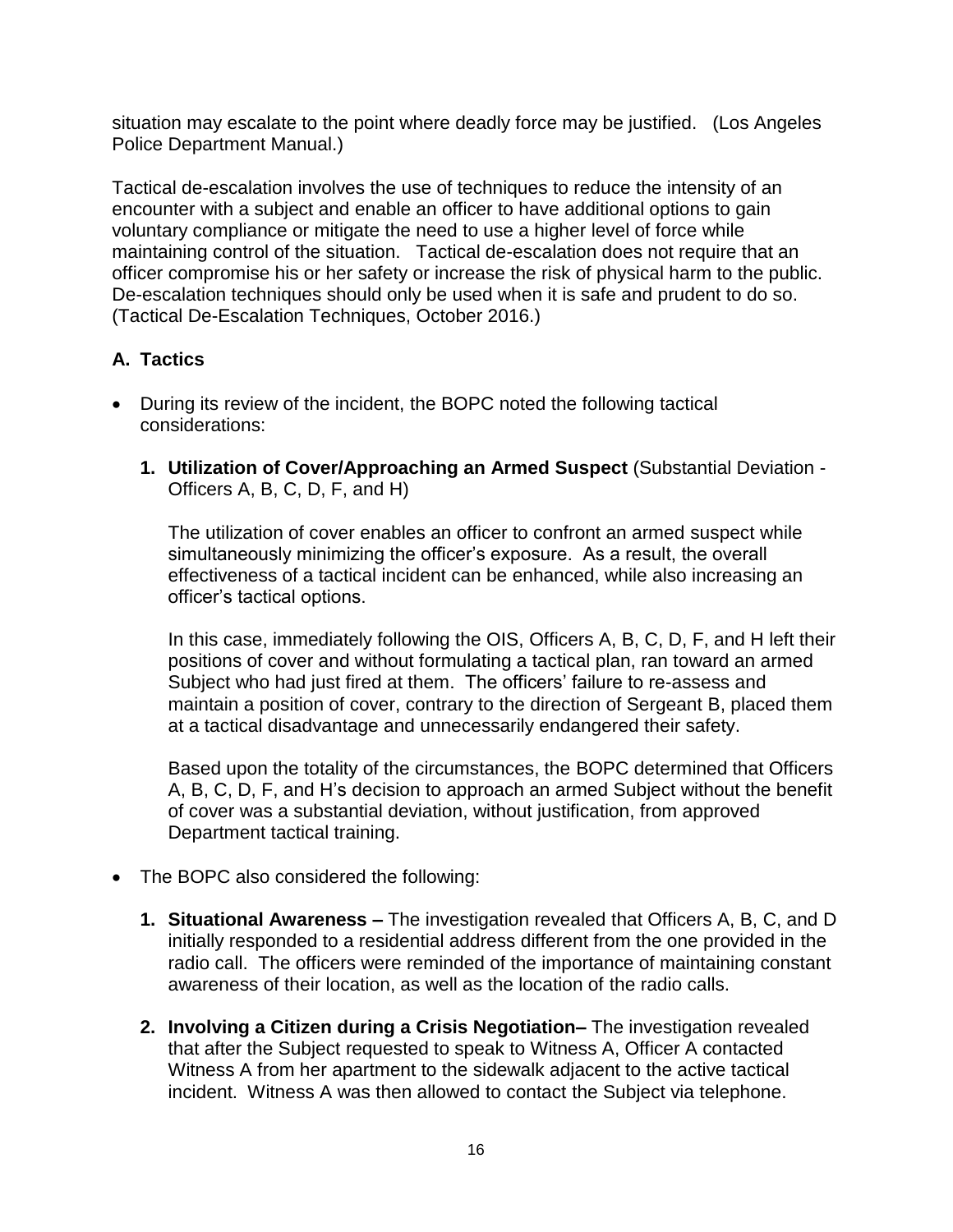situation may escalate to the point where deadly force may be justified. (Los Angeles Police Department Manual.)

Tactical de-escalation involves the use of techniques to reduce the intensity of an encounter with a subject and enable an officer to have additional options to gain voluntary compliance or mitigate the need to use a higher level of force while maintaining control of the situation. Tactical de-escalation does not require that an officer compromise his or her safety or increase the risk of physical harm to the public. De-escalation techniques should only be used when it is safe and prudent to do so. (Tactical De-Escalation Techniques, October 2016.)

### A. Tactics

- During its review of the incident, the BOPC noted the following tactical considerations:

  **1. Utilization of Cover/Approaching an Armed Suspect** (Substantial Deviation - Officers A, B, C, D, F, and H)

  The utilization of cover enables an officer to confront an armed suspect while simultaneously minimizing the officer's exposure. As a result, the overall effectiveness of a tactical incident can be enhanced, while also increasing an officer's tactical options.

  In this case, immediately following the OIS, Officers A, B, C, D, F, and H left their positions of cover and without formulating a tactical plan, ran toward an armed Subject who had just fired at them. The officers' failure to re-assess and maintain a position of cover, contrary to the direction of Sergeant B, placed them at a tactical disadvantage and unnecessarily endangered their safety.

  Based upon the totality of the circumstances, the BOPC determined that Officers A, B, C, D, F, and H's decision to approach an armed Subject without the benefit of cover was a substantial deviation, without justification, from approved Department tactical training.

- The BOPC also considered the following:

  **1. Situational Awareness –** The investigation revealed that Officers A, B, C, and D initially responded to a residential address different from the one provided in the radio call. The officers were reminded of the importance of maintaining constant awareness of their location, as well as the location of the radio calls.

  **2. Involving a Citizen during a Crisis Negotiation–** The investigation revealed that after the Subject requested to speak to Witness A, Officer A contacted Witness A from her apartment to the sidewalk adjacent to the active tactical incident. Witness A was then allowed to contact the Subject via telephone.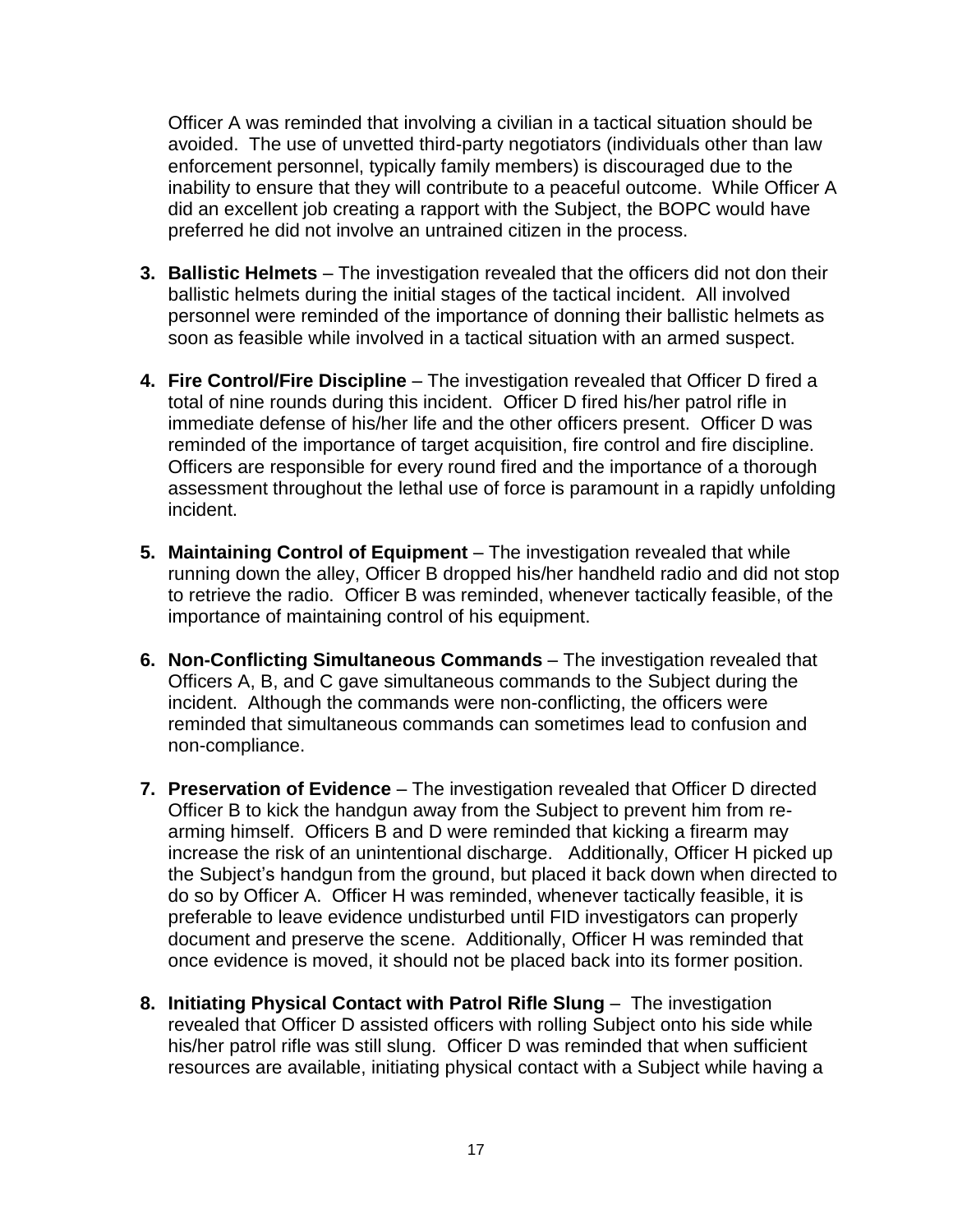Officer A was reminded that involving a civilian in a tactical situation should be avoided. The use of unvetted third-party negotiators (individuals other than law enforcement personnel, typically family members) is discouraged due to the inability to ensure that they will contribute to a peaceful outcome. While Officer A did an excellent job creating a rapport with the Subject, the BOPC would have preferred he did not involve an untrained citizen in the process.

3. **Ballistic Helmets** – The investigation revealed that the officers did not don their ballistic helmets during the initial stages of the tactical incident. All involved personnel were reminded of the importance of donning their ballistic helmets as soon as feasible while involved in a tactical situation with an armed suspect.

4. **Fire Control/Fire Discipline** – The investigation revealed that Officer D fired a total of nine rounds during this incident. Officer D fired his/her patrol rifle in immediate defense of his/her life and the other officers present. Officer D was reminded of the importance of target acquisition, fire control and fire discipline. Officers are responsible for every round fired and the importance of a thorough assessment throughout the lethal use of force is paramount in a rapidly unfolding incident.

5. **Maintaining Control of Equipment** – The investigation revealed that while running down the alley, Officer B dropped his/her handheld radio and did not stop to retrieve the radio. Officer B was reminded, whenever tactically feasible, of the importance of maintaining control of his equipment.

6. **Non-Conflicting Simultaneous Commands** – The investigation revealed that Officers A, B, and C gave simultaneous commands to the Subject during the incident. Although the commands were non-conflicting, the officers were reminded that simultaneous commands can sometimes lead to confusion and non-compliance.

7. **Preservation of Evidence** – The investigation revealed that Officer D directed Officer B to kick the handgun away from the Subject to prevent him from re-arming himself. Officers B and D were reminded that kicking a firearm may increase the risk of an unintentional discharge. Additionally, Officer H picked up the Subject's handgun from the ground, but placed it back down when directed to do so by Officer A. Officer H was reminded, whenever tactically feasible, it is preferable to leave evidence undisturbed until FID investigators can properly document and preserve the scene. Additionally, Officer H was reminded that once evidence is moved, it should not be placed back into its former position.

8. **Initiating Physical Contact with Patrol Rifle Slung** – The investigation revealed that Officer D assisted officers with rolling Subject onto his side while his/her patrol rifle was still slung. Officer D was reminded that when sufficient resources are available, initiating physical contact with a Subject while having a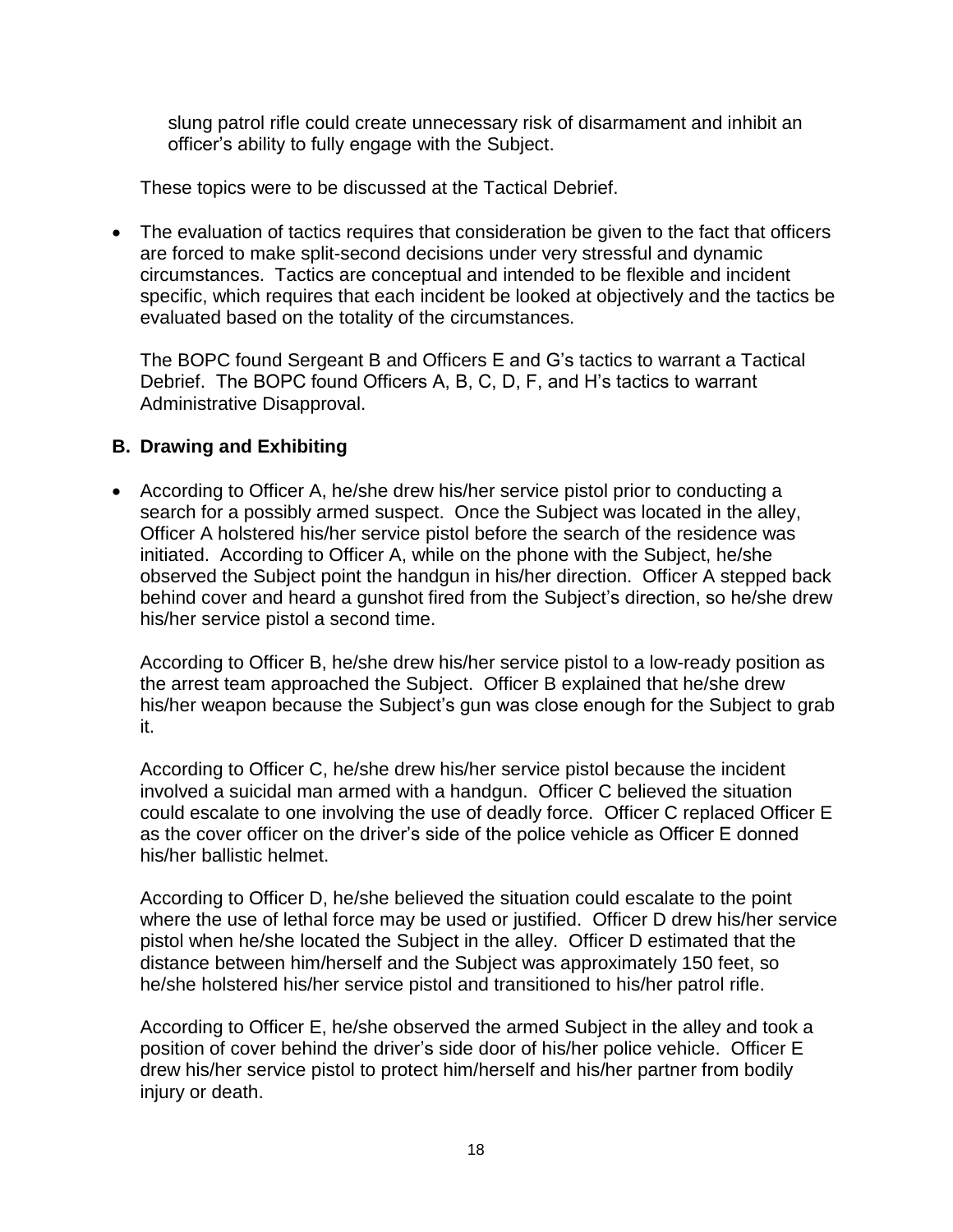slung patrol rifle could create unnecessary risk of disarmament and inhibit an officer's ability to fully engage with the Subject.

These topics were to be discussed at the Tactical Debrief.

- The evaluation of tactics requires that consideration be given to the fact that officers are forced to make split-second decisions under very stressful and dynamic circumstances. Tactics are conceptual and intended to be flexible and incident specific, which requires that each incident be looked at objectively and the tactics be evaluated based on the totality of the circumstances.

  The BOPC found Sergeant B and Officers E and G's tactics to warrant a Tactical Debrief. The BOPC found Officers A, B, C, D, F, and H's tactics to warrant Administrative Disapproval.

### B. Drawing and Exhibiting

- According to Officer A, he/she drew his/her service pistol prior to conducting a search for a possibly armed suspect. Once the Subject was located in the alley, Officer A holstered his/her service pistol before the search of the residence was initiated. According to Officer A, while on the phone with the Subject, he/she observed the Subject point the handgun in his/her direction. Officer A stepped back behind cover and heard a gunshot fired from the Subject's direction, so he/she drew his/her service pistol a second time.

  According to Officer B, he/she drew his/her service pistol to a low-ready position as the arrest team approached the Subject. Officer B explained that he/she drew his/her weapon because the Subject's gun was close enough for the Subject to grab it.

  According to Officer C, he/she drew his/her service pistol because the incident involved a suicidal man armed with a handgun. Officer C believed the situation could escalate to one involving the use of deadly force. Officer C replaced Officer E as the cover officer on the driver's side of the police vehicle as Officer E donned his/her ballistic helmet.

  According to Officer D, he/she believed the situation could escalate to the point where the use of lethal force may be used or justified. Officer D drew his/her service pistol when he/she located the Subject in the alley. Officer D estimated that the distance between him/herself and the Subject was approximately 150 feet, so he/she holstered his/her service pistol and transitioned to his/her patrol rifle.

  According to Officer E, he/she observed the armed Subject in the alley and took a position of cover behind the driver's side door of his/her police vehicle. Officer E drew his/her service pistol to protect him/herself and his/her partner from bodily injury or death.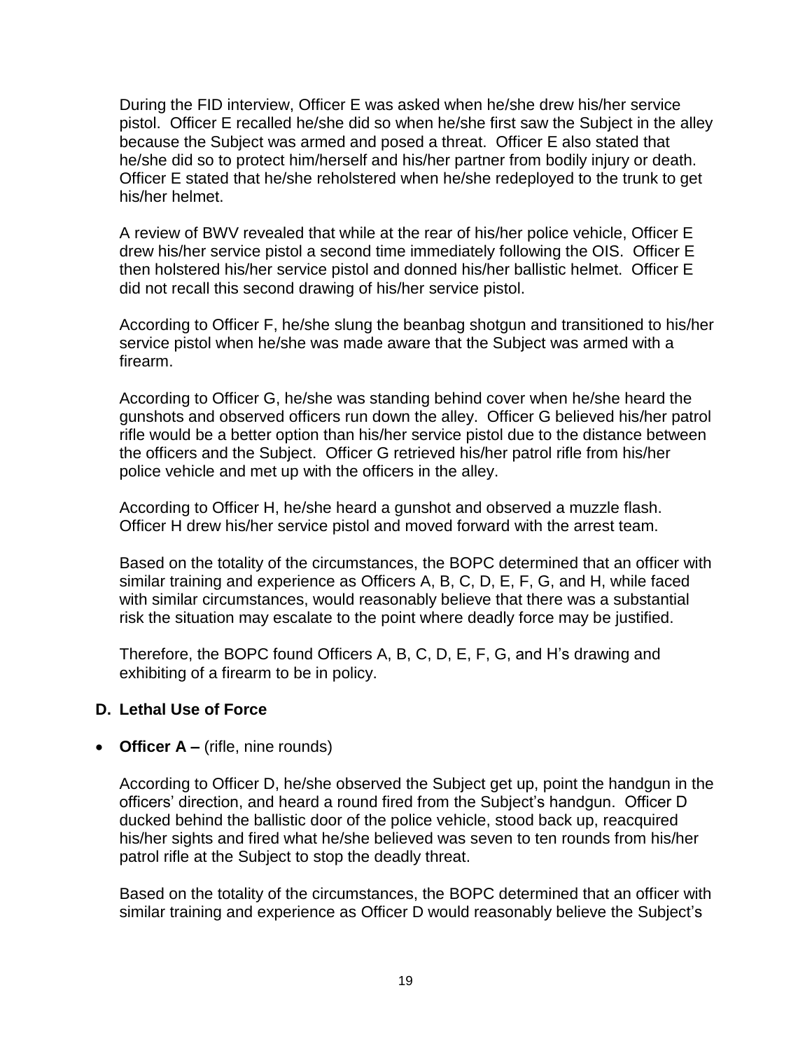During the FID interview, Officer E was asked when he/she drew his/her service pistol. Officer E recalled he/she did so when he/she first saw the Subject in the alley because the Subject was armed and posed a threat. Officer E also stated that he/she did so to protect him/herself and his/her partner from bodily injury or death. Officer E stated that he/she reholstered when he/she redeployed to the trunk to get his/her helmet.

A review of BWV revealed that while at the rear of his/her police vehicle, Officer E drew his/her service pistol a second time immediately following the OIS. Officer E then holstered his/her service pistol and donned his/her ballistic helmet. Officer E did not recall this second drawing of his/her service pistol.

According to Officer F, he/she slung the beanbag shotgun and transitioned to his/her service pistol when he/she was made aware that the Subject was armed with a firearm.

According to Officer G, he/she was standing behind cover when he/she heard the gunshots and observed officers run down the alley. Officer G believed his/her patrol rifle would be a better option than his/her service pistol due to the distance between the officers and the Subject. Officer G retrieved his/her patrol rifle from his/her police vehicle and met up with the officers in the alley.

According to Officer H, he/she heard a gunshot and observed a muzzle flash. Officer H drew his/her service pistol and moved forward with the arrest team.

Based on the totality of the circumstances, the BOPC determined that an officer with similar training and experience as Officers A, B, C, D, E, F, G, and H, while faced with similar circumstances, would reasonably believe that there was a substantial risk the situation may escalate to the point where deadly force may be justified.

Therefore, the BOPC found Officers A, B, C, D, E, F, G, and H's drawing and exhibiting of a firearm to be in policy.

### D. Lethal Use of Force

- **Officer A –** (rifle, nine rounds)

  According to Officer D, he/she observed the Subject get up, point the handgun in the officers' direction, and heard a round fired from the Subject's handgun. Officer D ducked behind the ballistic door of the police vehicle, stood back up, reacquired his/her sights and fired what he/she believed was seven to ten rounds from his/her patrol rifle at the Subject to stop the deadly threat.

  Based on the totality of the circumstances, the BOPC determined that an officer with similar training and experience as Officer D would reasonably believe the Subject's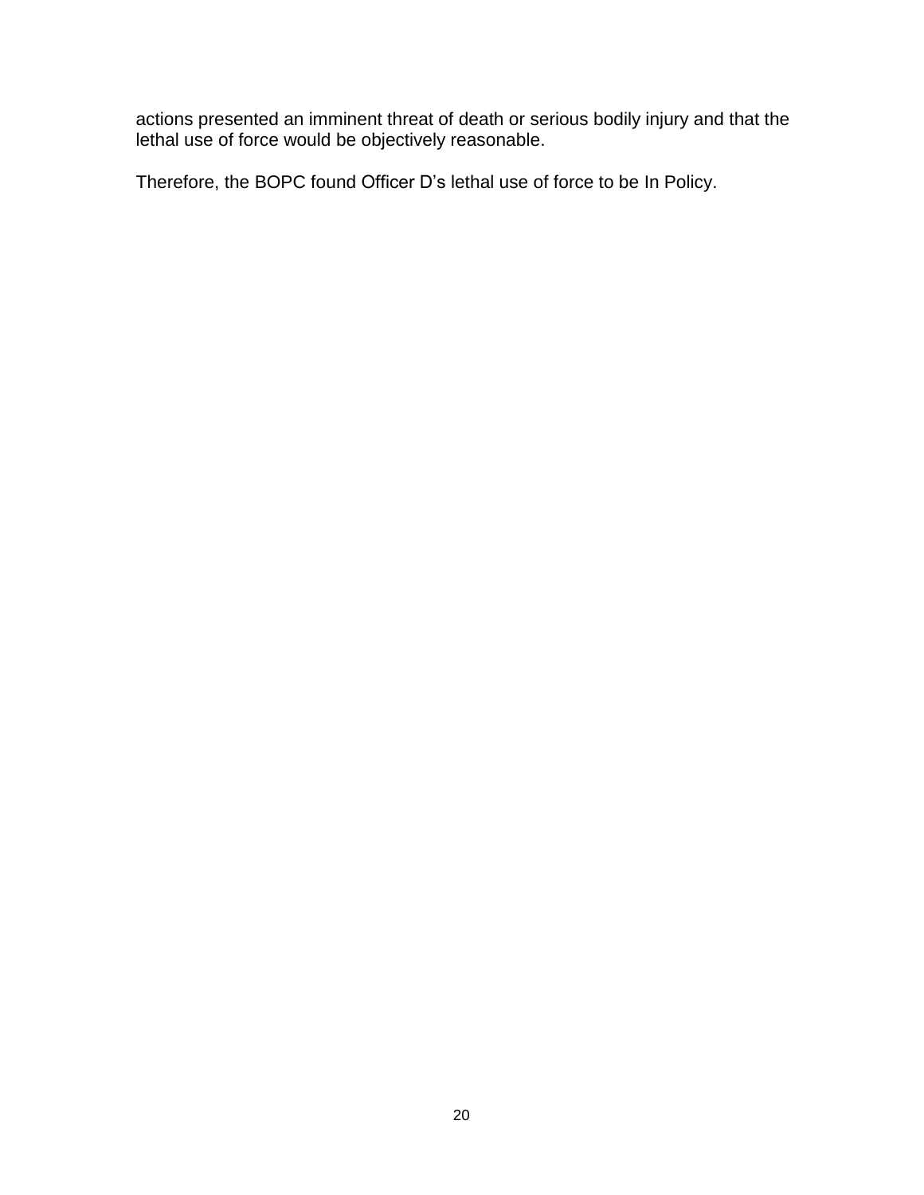actions presented an imminent threat of death or serious bodily injury and that the lethal use of force would be objectively reasonable.

Therefore, the BOPC found Officer D's lethal use of force to be In Policy.